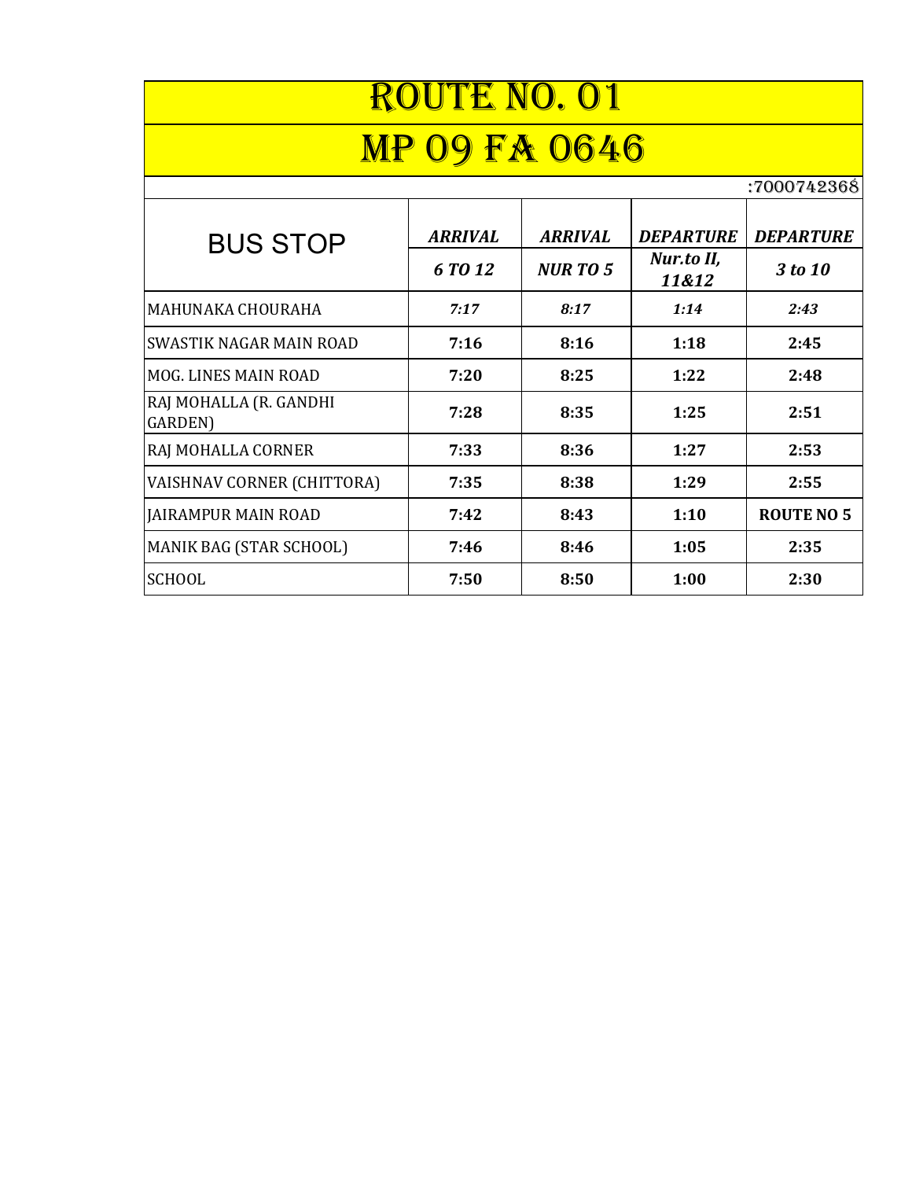# ROUTE NO. 01

# MP 09 FA 0646

:7000742368

| BUS STOP | *ARRIVAL* | *ARRIVAL* | *DEPARTURE* | *DEPARTURE* |
|---|---|---|---|---|
| | *6 TO 12* | *NUR TO 5* | *Nur.to II, 11&12* | *3 to 10* |
| MAHUNAKA CHOURAHA | *7:17* | *8:17* | *1:14* | *2:43* |
| SWASTIK NAGAR MAIN ROAD | **7:16** | **8:16** | **1:18** | **2:45** |
| MOG. LINES MAIN ROAD | **7:20** | **8:25** | **1:22** | **2:48** |
| RAJ MOHALLA (R. GANDHI GARDEN) | **7:28** | **8:35** | **1:25** | **2:51** |
| RAJ MOHALLA CORNER | **7:33** | **8:36** | **1:27** | **2:53** |
| VAISHNAV CORNER (CHITTORA) | **7:35** | **8:38** | **1:29** | **2:55** |
| JAIRAMPUR MAIN ROAD | **7:42** | **8:43** | **1:10** | **ROUTE NO 5** |
| MANIK BAG (STAR SCHOOL) | **7:46** | **8:46** | **1:05** | **2:35** |
| SCHOOL | **7:50** | **8:50** | **1:00** | **2:30** |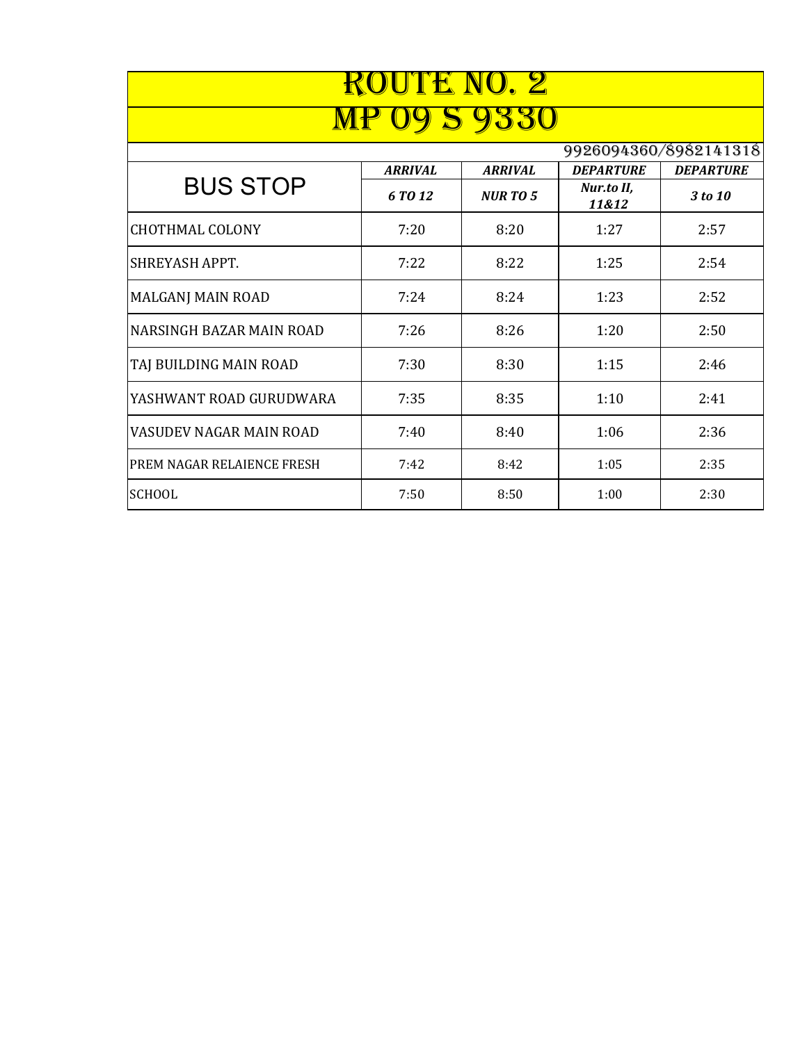# ROUTE NO. 2

# MP 09 S 9330

9926094360/8982141318

| BUS STOP | ARRIVAL | ARRIVAL | DEPARTURE | DEPARTURE |
|---|---|---|---|---|
| | *6 TO 12* | *NUR TO 5* | *Nur.to II, 11&12* | *3 to 10* |
| CHOTHMAL COLONY | 7:20 | 8:20 | 1:27 | 2:57 |
| SHREYASH APPT. | 7:22 | 8:22 | 1:25 | 2:54 |
| MALGANJ MAIN ROAD | 7:24 | 8:24 | 1:23 | 2:52 |
| NARSINGH BAZAR MAIN ROAD | 7:26 | 8:26 | 1:20 | 2:50 |
| TAJ BUILDING MAIN ROAD | 7:30 | 8:30 | 1:15 | 2:46 |
| YASHWANT ROAD GURUDWARA | 7:35 | 8:35 | 1:10 | 2:41 |
| VASUDEV NAGAR MAIN ROAD | 7:40 | 8:40 | 1:06 | 2:36 |
| PREM NAGAR RELAIENCE FRESH | 7:42 | 8:42 | 1:05 | 2:35 |
| SCHOOL | 7:50 | 8:50 | 1:00 | 2:30 |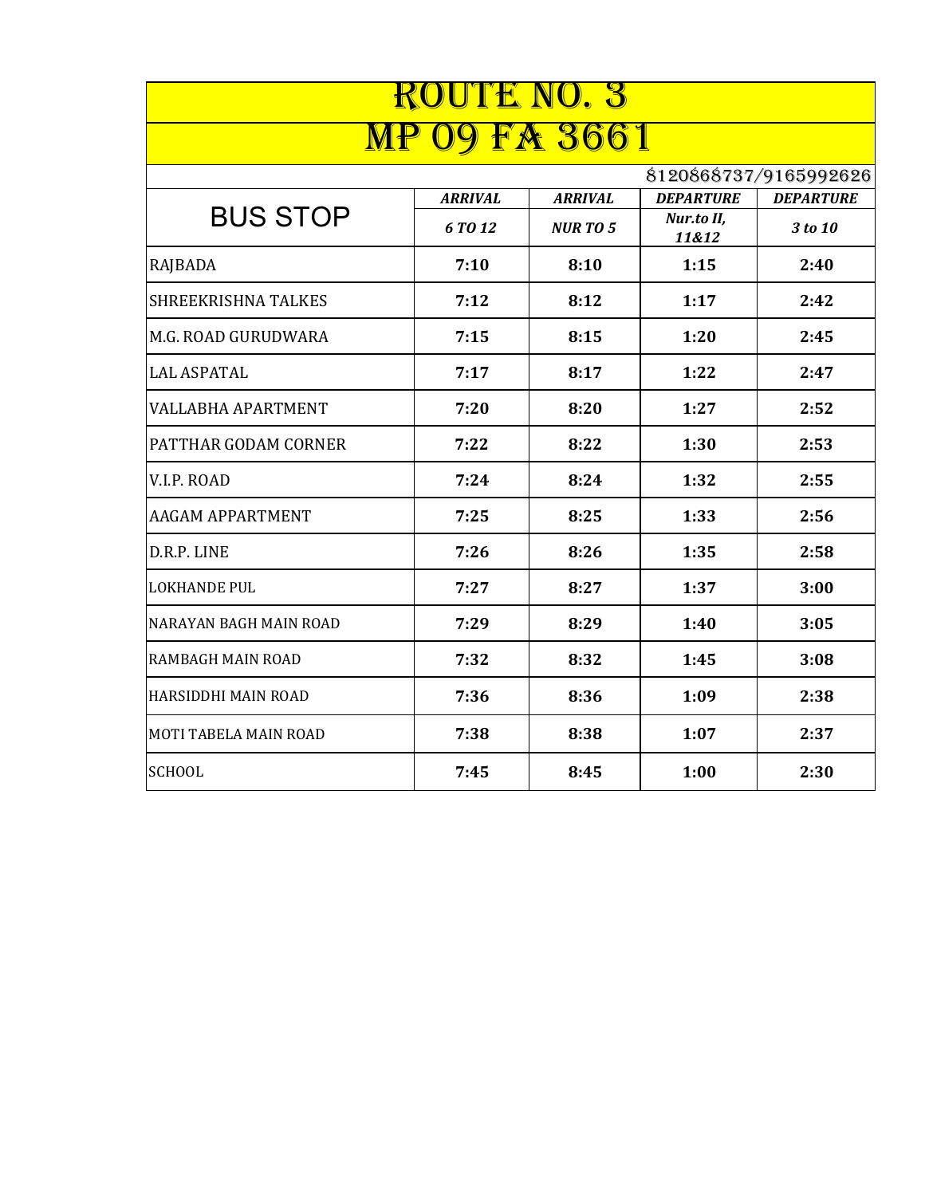# ROUTE NO. 3

# MP 09 FA 3661

8120868737/9165992626

| BUS STOP | *ARRIVAL* | *ARRIVAL* | *DEPARTURE* | *DEPARTURE* |
|---|---|---|---|---|
| | *6 TO 12* | *NUR TO 5* | *Nur.to II, 11&12* | *3 to 10* |
| RAJBADA | **7:10** | **8:10** | **1:15** | **2:40** |
| SHREEKRISHNA TALKES | **7:12** | **8:12** | **1:17** | **2:42** |
| M.G. ROAD GURUDWARA | **7:15** | **8:15** | **1:20** | **2:45** |
| LAL ASPATAL | **7:17** | **8:17** | **1:22** | **2:47** |
| VALLABHA APARTMENT | **7:20** | **8:20** | **1:27** | **2:52** |
| PATTHAR GODAM CORNER | **7:22** | **8:22** | **1:30** | **2:53** |
| V.I.P. ROAD | **7:24** | **8:24** | **1:32** | **2:55** |
| AAGAM APPARTMENT | **7:25** | **8:25** | **1:33** | **2:56** |
| D.R.P. LINE | **7:26** | **8:26** | **1:35** | **2:58** |
| LOKHANDE PUL | **7:27** | **8:27** | **1:37** | **3:00** |
| NARAYAN BAGH MAIN ROAD | **7:29** | **8:29** | **1:40** | **3:05** |
| RAMBAGH MAIN ROAD | **7:32** | **8:32** | **1:45** | **3:08** |
| HARSIDDHI MAIN ROAD | **7:36** | **8:36** | **1:09** | **2:38** |
| MOTI TABELA MAIN ROAD | **7:38** | **8:38** | **1:07** | **2:37** |
| SCHOOL | **7:45** | **8:45** | **1:00** | **2:30** |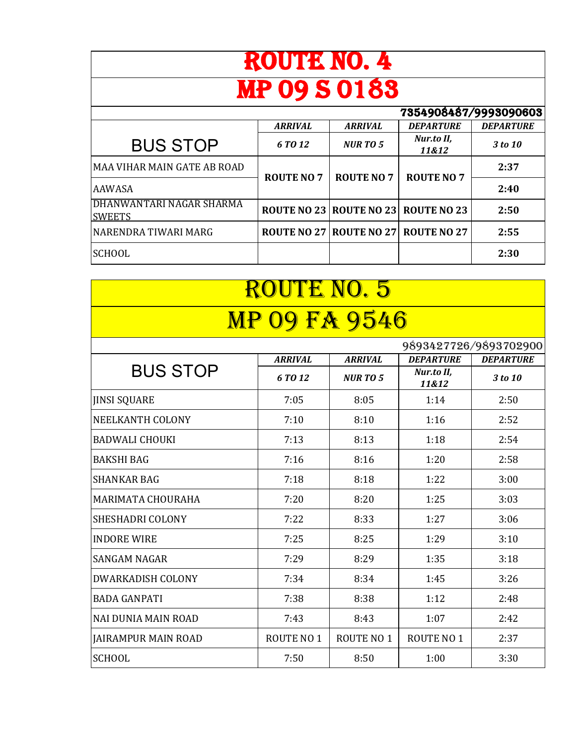# ROUTE NO. 4

# MP 09 S 0183

7354908487/9993090603

| BUS STOP | ARRIVAL | ARRIVAL | DEPARTURE | DEPARTURE |
|---|---|---|---|---|
| | *6 TO 12* | *NUR TO 5* | *Nur.to II, 11&12* | *3 to 10* |
| MAA VIHAR MAIN GATE AB ROAD | **ROUTE NO 7** | **ROUTE NO 7** | **ROUTE NO 7** | **2:37** |
| AAWASA | | | | **2:40** |
| DHANWANTARI NAGAR SHARMA SWEETS | **ROUTE NO 23** | **ROUTE NO 23** | **ROUTE NO 23** | **2:50** |
| NARENDRA TIWARI MARG | **ROUTE NO 27** | **ROUTE NO 27** | **ROUTE NO 27** | **2:55** |
| SCHOOL | | | | **2:30** |

# ROUTE NO. 5

# MP 09 FA 9546

9893427726/9893702900

| BUS STOP | ARRIVAL | ARRIVAL | DEPARTURE | DEPARTURE |
|---|---|---|---|---|
| | *6 TO 12* | *NUR TO 5* | *Nur.to II, 11&12* | *3 to 10* |
| JINSI SQUARE | 7:05 | 8:05 | 1:14 | 2:50 |
| NEELKANTH COLONY | 7:10 | 8:10 | 1:16 | 2:52 |
| BADWALI CHOUKI | 7:13 | 8:13 | 1:18 | 2:54 |
| BAKSHI BAG | 7:16 | 8:16 | 1:20 | 2:58 |
| SHANKAR BAG | 7:18 | 8:18 | 1:22 | 3:00 |
| MARIMATA CHOURAHA | 7:20 | 8:20 | 1:25 | 3:03 |
| SHESHADRI COLONY | 7:22 | 8:33 | 1:27 | 3:06 |
| INDORE WIRE | 7:25 | 8:25 | 1:29 | 3:10 |
| SANGAM NAGAR | 7:29 | 8:29 | 1:35 | 3:18 |
| DWARKADISH COLONY | 7:34 | 8:34 | 1:45 | 3:26 |
| BADA GANPATI | 7:38 | 8:38 | 1:12 | 2:48 |
| NAI DUNIA MAIN ROAD | 7:43 | 8:43 | 1:07 | 2:42 |
| JAIRAMPUR MAIN ROAD | ROUTE NO 1 | ROUTE NO 1 | ROUTE NO 1 | 2:37 |
| SCHOOL | 7:50 | 8:50 | 1:00 | 3:30 |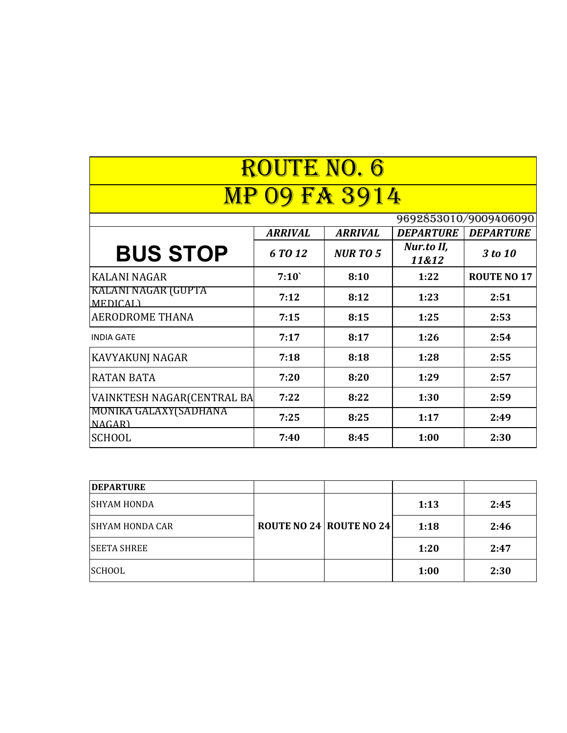# ROUTE NO. 6

# MP 09 FA 3914

9692853010/9009406090

| BUS STOP | ARRIVAL 6 TO 12 | ARRIVAL NUR TO 5 | DEPARTURE Nur.to II, 11&12 | DEPARTURE 3 to 10 |
|---|---|---|---|---|
| KALANI NAGAR | 7:10` | 8:10 | 1:22 | ROUTE NO 17 |
| KALANI NAGAR (GUPTA MEDICAL) | 7:12 | 8:12 | 1:23 | 2:51 |
| AERODROME THANA | 7:15 | 8:15 | 1:25 | 2:53 |
| INDIA GATE | 7:17 | 8:17 | 1:26 | 2:54 |
| KAVYAKUNJ NAGAR | 7:18 | 8:18 | 1:28 | 2:55 |
| RATAN BATA | 7:20 | 8:20 | 1:29 | 2:57 |
| VAINKTESH NAGAR(CENTRAL BA | 7:22 | 8:22 | 1:30 | 2:59 |
| MONIKA GALAXY(SADHANA NAGAR) | 7:25 | 8:25 | 1:17 | 2:49 |
| SCHOOL | 7:40 | 8:45 | 1:00 | 2:30 |

| DEPARTURE | | | | |
|---|---|---|---|---|
| SHYAM HONDA | ROUTE NO 24 | ROUTE NO 24 | 1:13 | 2:45 |
| SHYAM HONDA CAR | | | 1:18 | 2:46 |
| SEETA SHREE | | | 1:20 | 2:47 |
| SCHOOL | | | 1:00 | 2:30 |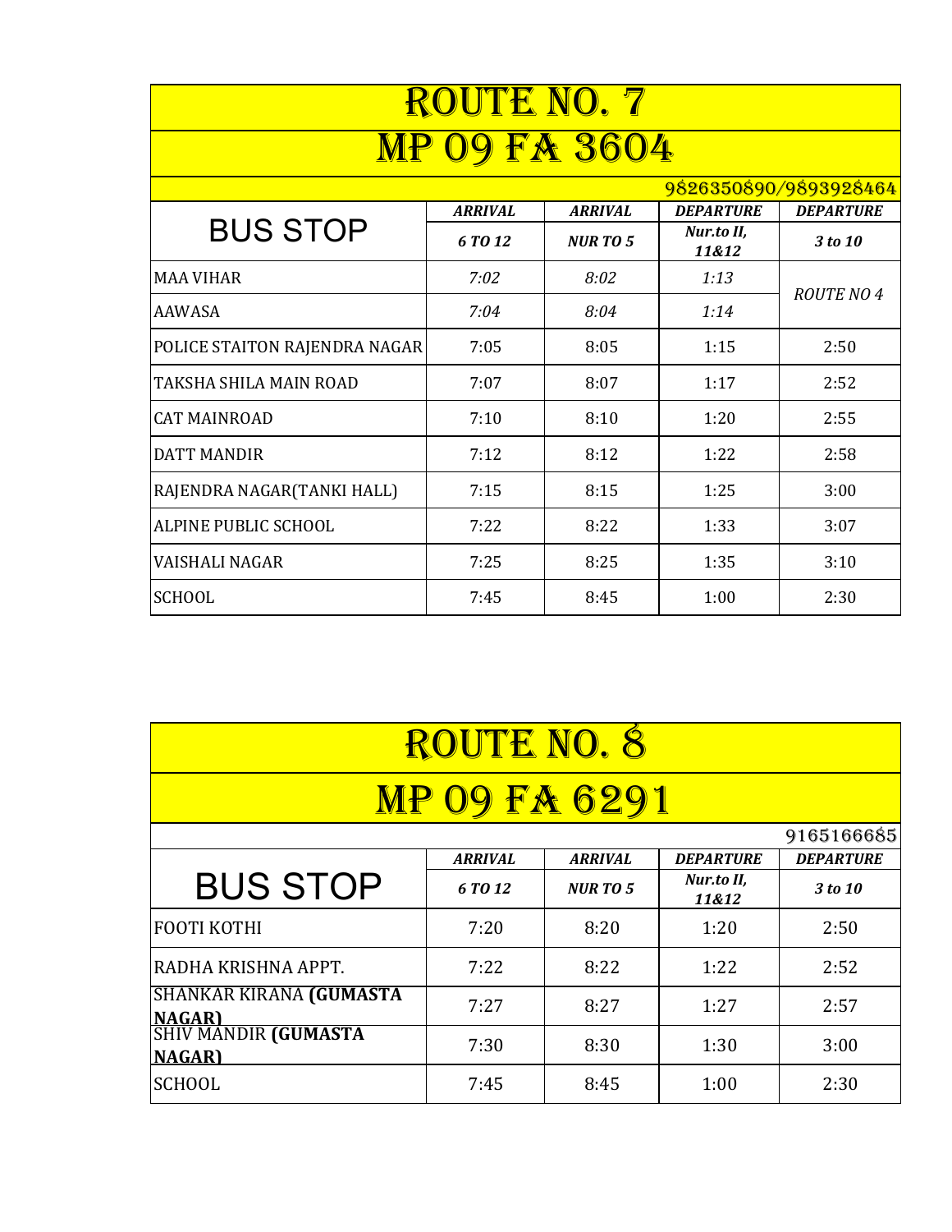# ROUTE NO. 7

## MP 09 FA 3604

9826350890/9893928464

| BUS STOP | ARRIVAL | ARRIVAL | DEPARTURE | DEPARTURE |
|---|---|---|---|---|
| | 6 TO 12 | NUR TO 5 | Nur.to II, 11&12 | 3 to 10 |
| MAA VIHAR | 7:02 | 8:02 | 1:13 | ROUTE NO 4 |
| AAWASA | 7:04 | 8:04 | 1:14 | |
| POLICE STAITON RAJENDRA NAGAR | 7:05 | 8:05 | 1:15 | 2:50 |
| TAKSHA SHILA MAIN ROAD | 7:07 | 8:07 | 1:17 | 2:52 |
| CAT MAINROAD | 7:10 | 8:10 | 1:20 | 2:55 |
| DATT MANDIR | 7:12 | 8:12 | 1:22 | 2:58 |
| RAJENDRA NAGAR(TANKI HALL) | 7:15 | 8:15 | 1:25 | 3:00 |
| ALPINE PUBLIC SCHOOL | 7:22 | 8:22 | 1:33 | 3:07 |
| VAISHALI NAGAR | 7:25 | 8:25 | 1:35 | 3:10 |
| SCHOOL | 7:45 | 8:45 | 1:00 | 2:30 |

# ROUTE NO. 8

## MP 09 FA 6291

9165166685

| BUS STOP | ARRIVAL | ARRIVAL | DEPARTURE | DEPARTURE |
|---|---|---|---|---|
| | 6 TO 12 | NUR TO 5 | Nur.to II, 11&12 | 3 to 10 |
| FOOTI KOTHI | 7:20 | 8:20 | 1:20 | 2:50 |
| RADHA KRISHNA APPT. | 7:22 | 8:22 | 1:22 | 2:52 |
| SHANKAR KIRANA **(GUMASTA NAGAR)** | 7:27 | 8:27 | 1:27 | 2:57 |
| SHIV MANDIR **(GUMASTA NAGAR)** | 7:30 | 8:30 | 1:30 | 3:00 |
| SCHOOL | 7:45 | 8:45 | 1:00 | 2:30 |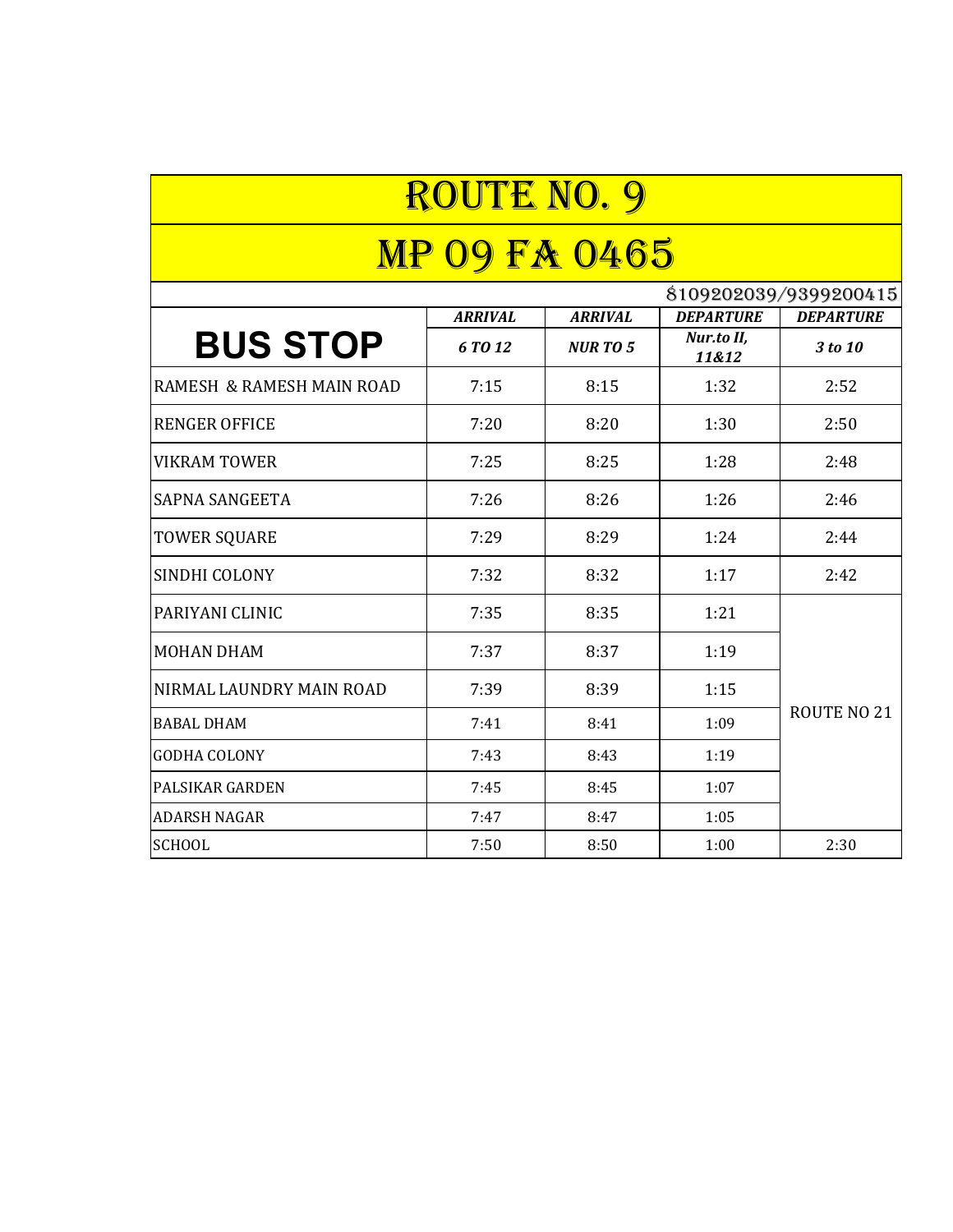# ROUTE NO. 9

# MP 09 FA 0465

8109202039/9399200415

| BUS STOP | ARRIVAL | ARRIVAL | DEPARTURE | DEPARTURE |
|---|---|---|---|---|
| | 6 TO 12 | NUR TO 5 | Nur.to II, 11&12 | 3 to 10 |
| RAMESH & RAMESH MAIN ROAD | 7:15 | 8:15 | 1:32 | 2:52 |
| RENGER OFFICE | 7:20 | 8:20 | 1:30 | 2:50 |
| VIKRAM TOWER | 7:25 | 8:25 | 1:28 | 2:48 |
| SAPNA SANGEETA | 7:26 | 8:26 | 1:26 | 2:46 |
| TOWER SQUARE | 7:29 | 8:29 | 1:24 | 2:44 |
| SINDHI COLONY | 7:32 | 8:32 | 1:17 | 2:42 |
| PARIYANI CLINIC | 7:35 | 8:35 | 1:21 | ROUTE NO 21 |
| MOHAN DHAM | 7:37 | 8:37 | 1:19 | |
| NIRMAL LAUNDRY MAIN ROAD | 7:39 | 8:39 | 1:15 | |
| BABAL DHAM | 7:41 | 8:41 | 1:09 | |
| GODHA COLONY | 7:43 | 8:43 | 1:19 | |
| PALSIKAR GARDEN | 7:45 | 8:45 | 1:07 | |
| ADARSH NAGAR | 7:47 | 8:47 | 1:05 | |
| SCHOOL | 7:50 | 8:50 | 1:00 | 2:30 |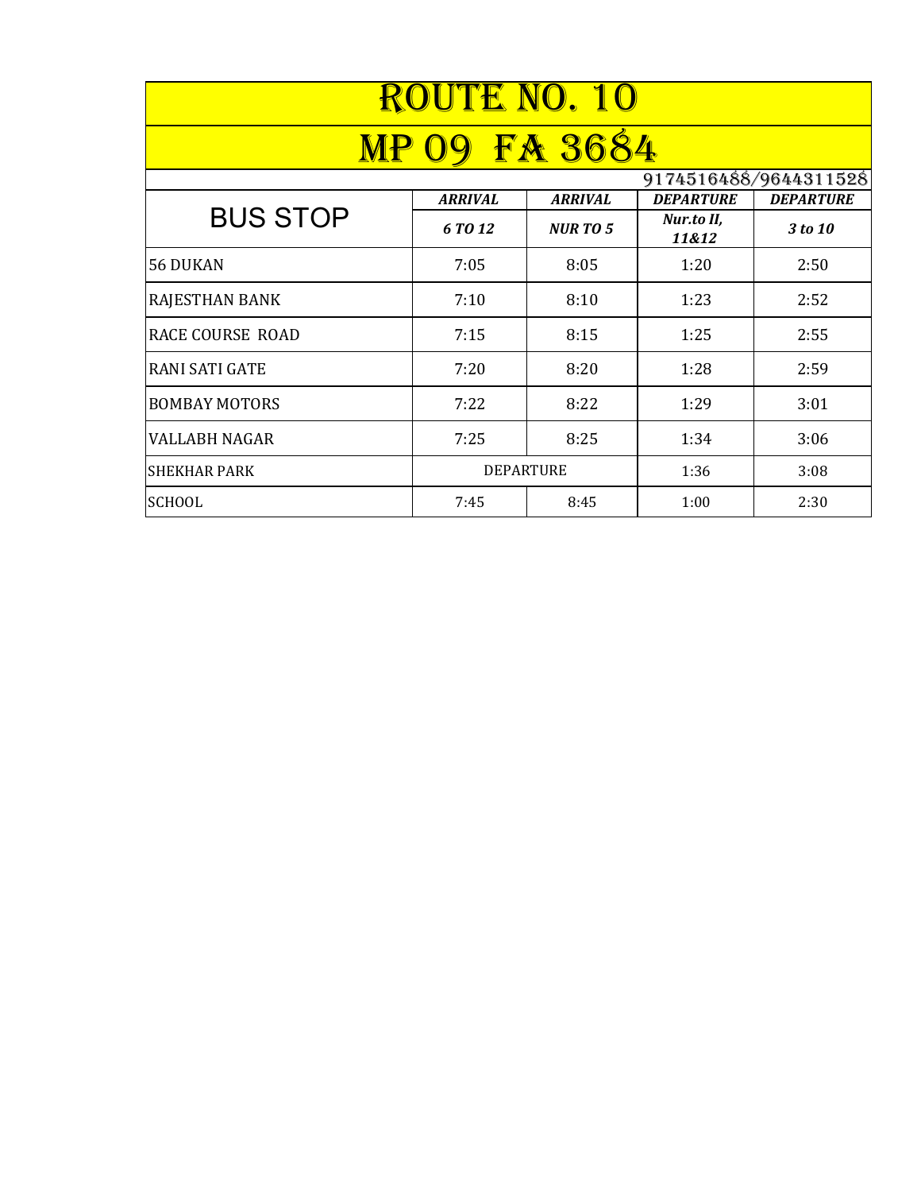# ROUTE NO. 10

# MP 09 FA 3684

9174516488/9644311528

| BUS STOP | *ARRIVAL* | *ARRIVAL* | *DEPARTURE* | *DEPARTURE* |
|---|---|---|---|---|
| | *6 TO 12* | *NUR TO 5* | *Nur.to II, 11&12* | *3 to 10* |
| 56 DUKAN | 7:05 | 8:05 | 1:20 | 2:50 |
| RAJESTHAN BANK | 7:10 | 8:10 | 1:23 | 2:52 |
| RACE COURSE ROAD | 7:15 | 8:15 | 1:25 | 2:55 |
| RANI SATI GATE | 7:20 | 8:20 | 1:28 | 2:59 |
| BOMBAY MOTORS | 7:22 | 8:22 | 1:29 | 3:01 |
| VALLABH NAGAR | 7:25 | 8:25 | 1:34 | 3:06 |
| SHEKHAR PARK | DEPARTURE | | 1:36 | 3:08 |
| SCHOOL | 7:45 | 8:45 | 1:00 | 2:30 |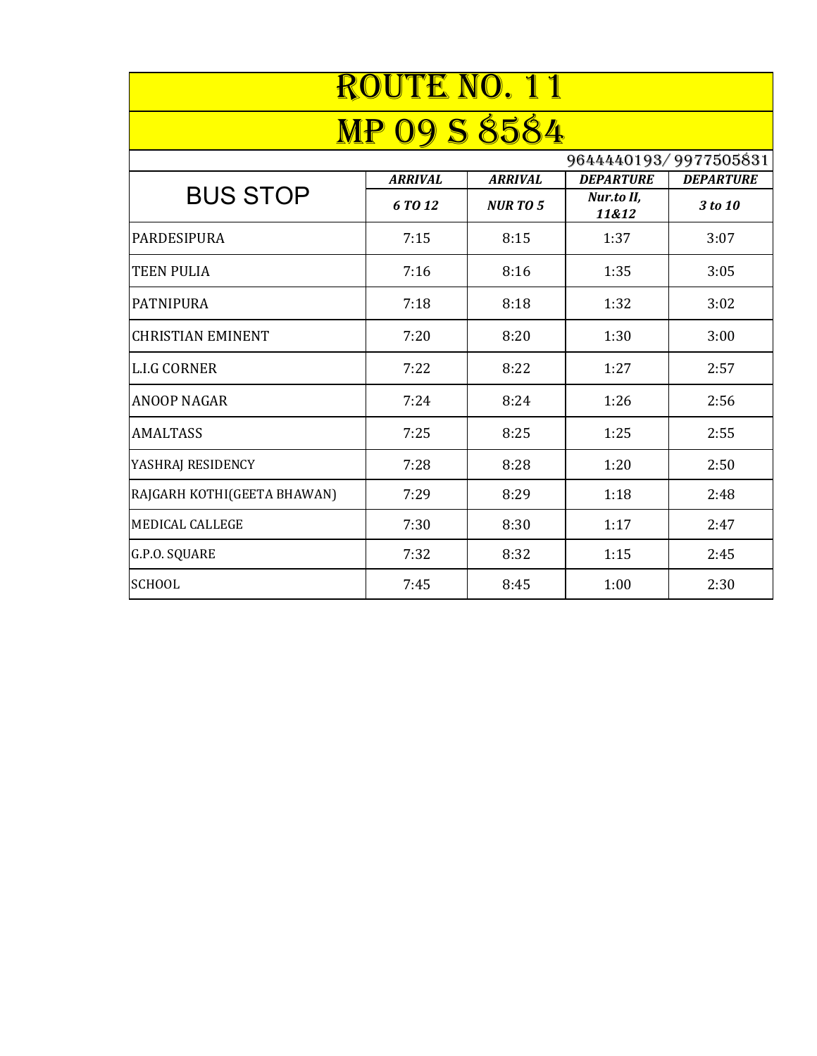# ROUTE NO. 11

# MP 09 S 8584

9644440193/ 9977505831

| BUS STOP | ***ARRIVAL*** | ***ARRIVAL*** | ***DEPARTURE*** | ***DEPARTURE*** |
|---|---|---|---|---|
| | ***6 TO 12*** | ***NUR TO 5*** | ***Nur.to II, 11&12*** | ***3 to 10*** |
| PARDESIPURA | 7:15 | 8:15 | 1:37 | 3:07 |
| TEEN PULIA | 7:16 | 8:16 | 1:35 | 3:05 |
| PATNIPURA | 7:18 | 8:18 | 1:32 | 3:02 |
| CHRISTIAN EMINENT | 7:20 | 8:20 | 1:30 | 3:00 |
| L.I.G CORNER | 7:22 | 8:22 | 1:27 | 2:57 |
| ANOOP NAGAR | 7:24 | 8:24 | 1:26 | 2:56 |
| AMALTASS | 7:25 | 8:25 | 1:25 | 2:55 |
| YASHRAJ RESIDENCY | 7:28 | 8:28 | 1:20 | 2:50 |
| RAJGARH KOTHI(GEETA BHAWAN) | 7:29 | 8:29 | 1:18 | 2:48 |
| MEDICAL CALLEGE | 7:30 | 8:30 | 1:17 | 2:47 |
| G.P.O. SQUARE | 7:32 | 8:32 | 1:15 | 2:45 |
| SCHOOL | 7:45 | 8:45 | 1:00 | 2:30 |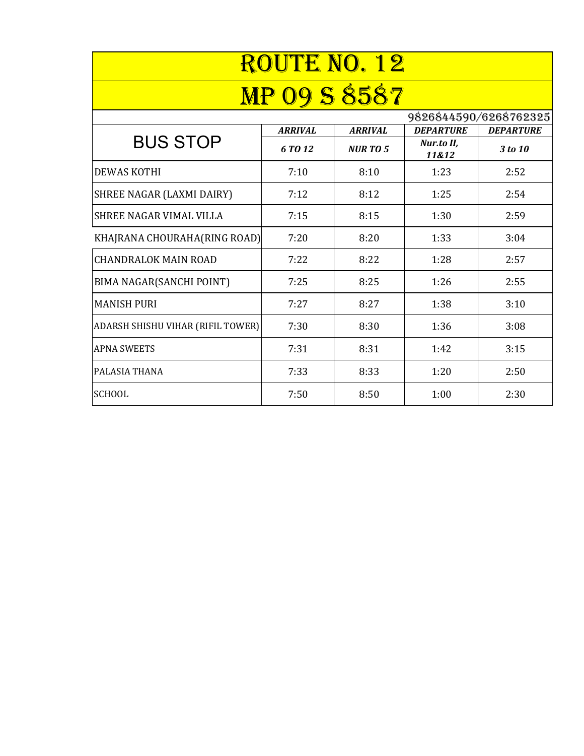# ROUTE NO. 12

# MP 09 S 8587

9826844590/6268762325

| BUS STOP | *ARRIVAL* | *ARRIVAL* | *DEPARTURE* | *DEPARTURE* |
|---|---|---|---|---|
| | *6 TO 12* | *NUR TO 5* | *Nur.to II, 11&12* | *3 to 10* |
| DEWAS KOTHI | 7:10 | 8:10 | 1:23 | 2:52 |
| SHREE NAGAR (LAXMI DAIRY) | 7:12 | 8:12 | 1:25 | 2:54 |
| SHREE NAGAR VIMAL VILLA | 7:15 | 8:15 | 1:30 | 2:59 |
| KHAJRANA CHOURAHA(RING ROAD) | 7:20 | 8:20 | 1:33 | 3:04 |
| CHANDRALOK MAIN ROAD | 7:22 | 8:22 | 1:28 | 2:57 |
| BIMA NAGAR(SANCHI POINT) | 7:25 | 8:25 | 1:26 | 2:55 |
| MANISH PURI | 7:27 | 8:27 | 1:38 | 3:10 |
| ADARSH SHISHU VIHAR (RIFIL TOWER) | 7:30 | 8:30 | 1:36 | 3:08 |
| APNA SWEETS | 7:31 | 8:31 | 1:42 | 3:15 |
| PALASIA THANA | 7:33 | 8:33 | 1:20 | 2:50 |
| SCHOOL | 7:50 | 8:50 | 1:00 | 2:30 |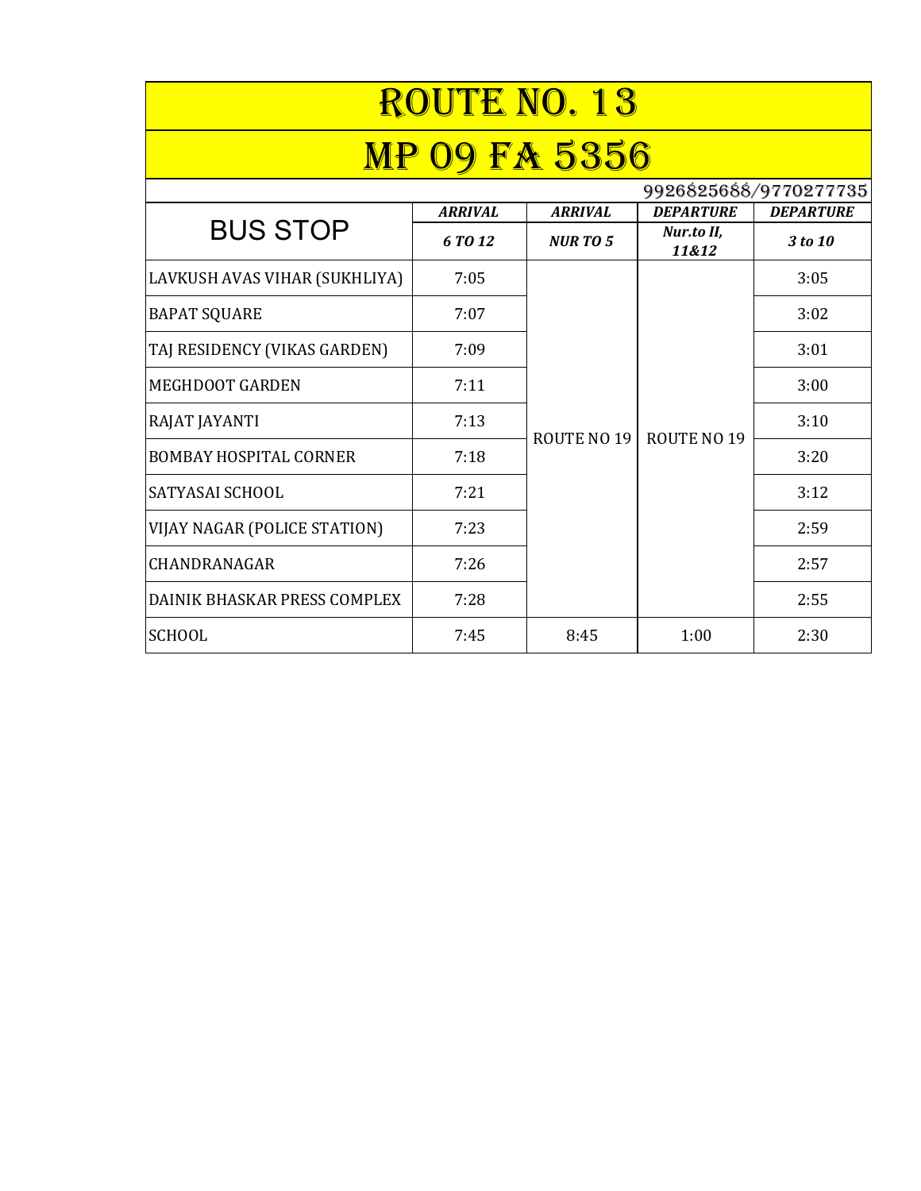# ROUTE NO. 13

# MP 09 FA 5356

9926825688/9770277735

| BUS STOP | ARRIVAL | ARRIVAL | DEPARTURE | DEPARTURE |
|---|---|---|---|---|
| | *6 TO 12* | *NUR TO 5* | *Nur.to II, 11&12* | *3 to 10* |
| LAVKUSH AVAS VIHAR (SUKHLIYA) | 7:05 | ROUTE NO 19 | ROUTE NO 19 | 3:05 |
| BAPAT SQUARE | 7:07 | | | 3:02 |
| TAJ RESIDENCY (VIKAS GARDEN) | 7:09 | | | 3:01 |
| MEGHDOOT GARDEN | 7:11 | | | 3:00 |
| RAJAT JAYANTI | 7:13 | | | 3:10 |
| BOMBAY HOSPITAL CORNER | 7:18 | | | 3:20 |
| SATYASAI SCHOOL | 7:21 | | | 3:12 |
| VIJAY NAGAR (POLICE STATION) | 7:23 | | | 2:59 |
| CHANDRANAGAR | 7:26 | | | 2:57 |
| DAINIK BHASKAR PRESS COMPLEX | 7:28 | | | 2:55 |
| SCHOOL | 7:45 | 8:45 | 1:00 | 2:30 |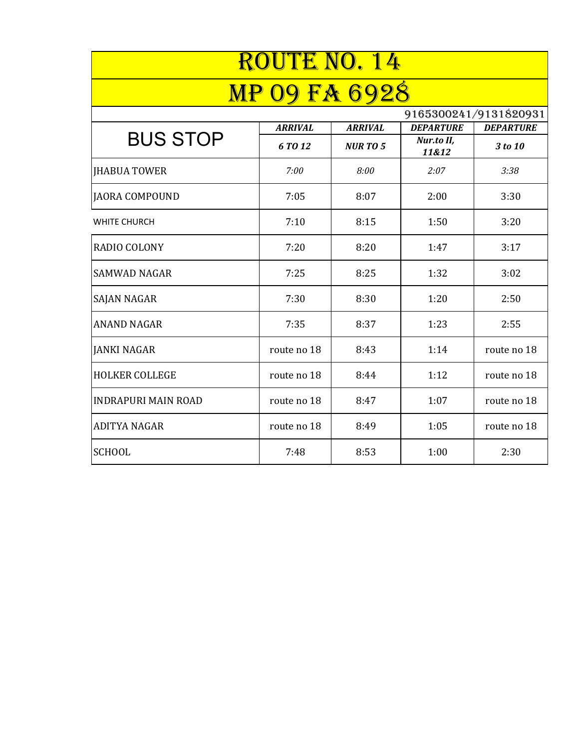# ROUTE NO. 14

# MP 09 FA 6928

9165300241/9131820931

| BUS STOP | ARRIVAL | ARRIVAL | DEPARTURE | DEPARTURE |
|---|---|---|---|---|
| | 6 TO 12 | NUR TO 5 | Nur.to II, 11&12 | 3 to 10 |
| JHABUA TOWER | 7:00 | 8:00 | 2:07 | 3:38 |
| JAORA COMPOUND | 7:05 | 8:07 | 2:00 | 3:30 |
| WHITE CHURCH | 7:10 | 8:15 | 1:50 | 3:20 |
| RADIO COLONY | 7:20 | 8:20 | 1:47 | 3:17 |
| SAMWAD NAGAR | 7:25 | 8:25 | 1:32 | 3:02 |
| SAJAN NAGAR | 7:30 | 8:30 | 1:20 | 2:50 |
| ANAND NAGAR | 7:35 | 8:37 | 1:23 | 2:55 |
| JANKI NAGAR | route no 18 | 8:43 | 1:14 | route no 18 |
| HOLKER COLLEGE | route no 18 | 8:44 | 1:12 | route no 18 |
| INDRAPURI MAIN ROAD | route no 18 | 8:47 | 1:07 | route no 18 |
| ADITYA NAGAR | route no 18 | 8:49 | 1:05 | route no 18 |
| SCHOOL | 7:48 | 8:53 | 1:00 | 2:30 |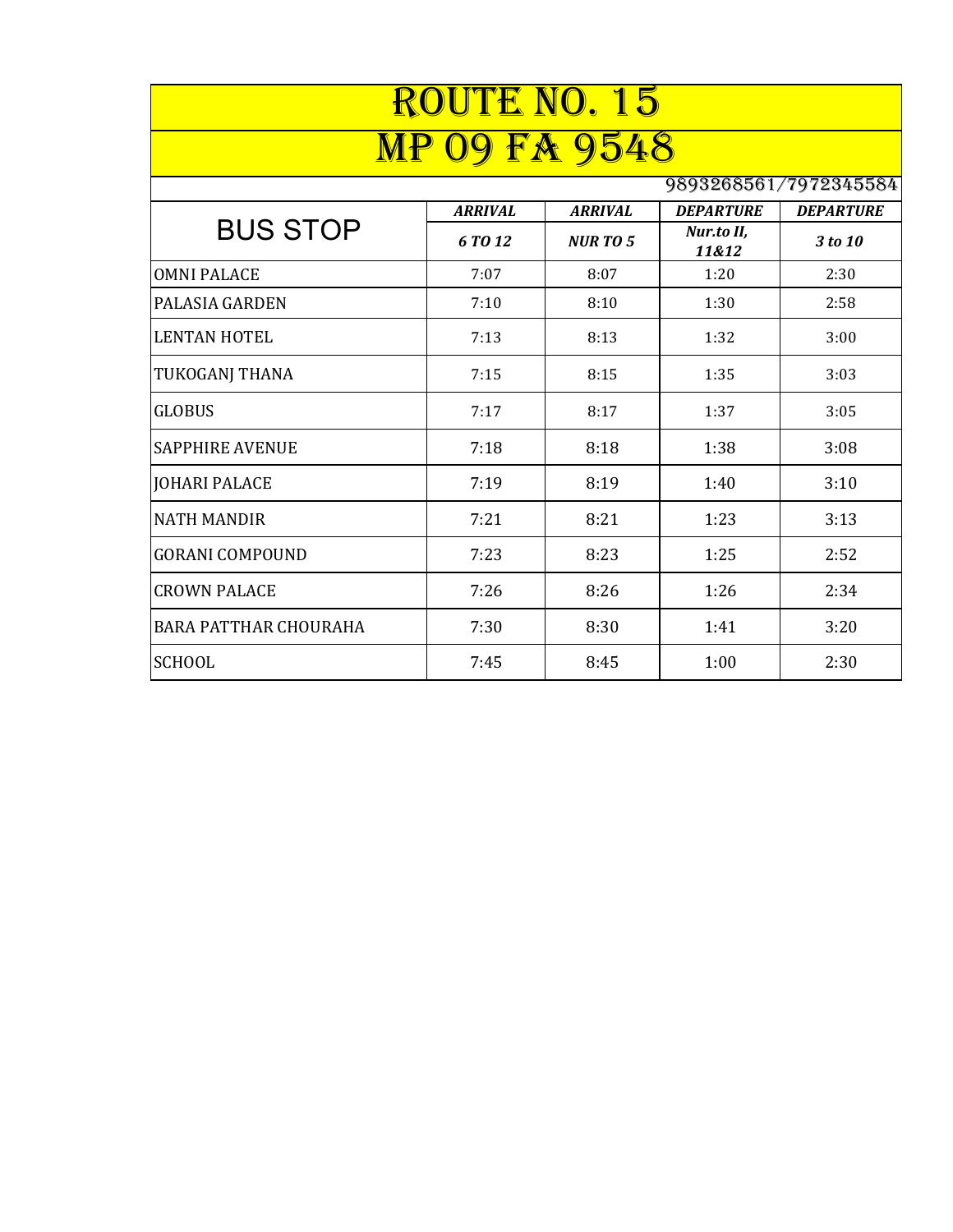# ROUTE NO. 15

# MP 09 FA 9548

9893268561/7972345584

| BUS STOP | ARRIVAL | ARRIVAL | DEPARTURE | DEPARTURE |
|---|---|---|---|---|
| | *6 TO 12* | *NUR TO 5* | *Nur.to II, 11&12* | *3 to 10* |
| OMNI PALACE | 7:07 | 8:07 | 1:20 | 2:30 |
| PALASIA GARDEN | 7:10 | 8:10 | 1:30 | 2:58 |
| LENTAN HOTEL | 7:13 | 8:13 | 1:32 | 3:00 |
| TUKOGANJ THANA | 7:15 | 8:15 | 1:35 | 3:03 |
| GLOBUS | 7:17 | 8:17 | 1:37 | 3:05 |
| SAPPHIRE AVENUE | 7:18 | 8:18 | 1:38 | 3:08 |
| JOHARI PALACE | 7:19 | 8:19 | 1:40 | 3:10 |
| NATH MANDIR | 7:21 | 8:21 | 1:23 | 3:13 |
| GORANI COMPOUND | 7:23 | 8:23 | 1:25 | 2:52 |
| CROWN PALACE | 7:26 | 8:26 | 1:26 | 2:34 |
| BARA PATTHAR CHOURAHA | 7:30 | 8:30 | 1:41 | 3:20 |
| SCHOOL | 7:45 | 8:45 | 1:00 | 2:30 |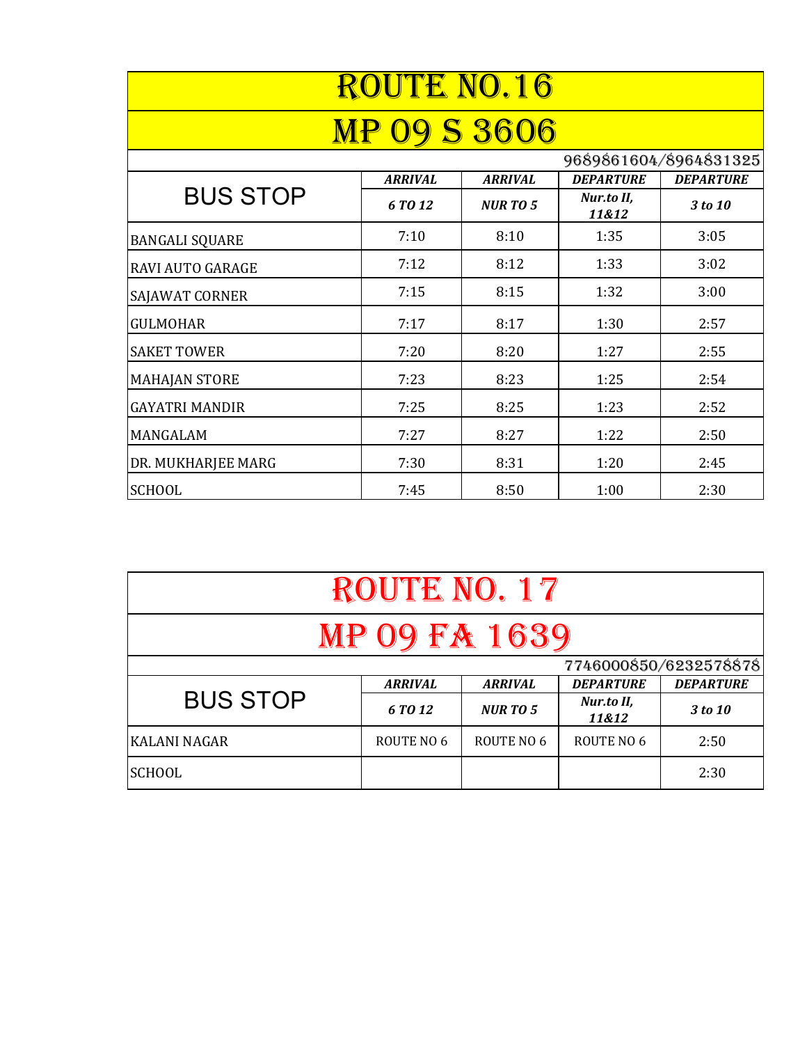# ROUTE NO.16

## MP 09 S 3606

9689861604/8964831325

| BUS STOP | ARRIVAL | ARRIVAL | DEPARTURE | DEPARTURE |
|---|---|---|---|---|
| | 6 TO 12 | NUR TO 5 | Nur.to II, 11&12 | 3 to 10 |
| BANGALI SQUARE | 7:10 | 8:10 | 1:35 | 3:05 |
| RAVI AUTO GARAGE | 7:12 | 8:12 | 1:33 | 3:02 |
| SAJAWAT CORNER | 7:15 | 8:15 | 1:32 | 3:00 |
| GULMOHAR | 7:17 | 8:17 | 1:30 | 2:57 |
| SAKET TOWER | 7:20 | 8:20 | 1:27 | 2:55 |
| MAHAJAN STORE | 7:23 | 8:23 | 1:25 | 2:54 |
| GAYATRI MANDIR | 7:25 | 8:25 | 1:23 | 2:52 |
| MANGALAM | 7:27 | 8:27 | 1:22 | 2:50 |
| DR. MUKHARJEE MARG | 7:30 | 8:31 | 1:20 | 2:45 |
| SCHOOL | 7:45 | 8:50 | 1:00 | 2:30 |

# ROUTE NO. 17

## MP 09 FA 1639

7746000850/6232578878

| BUS STOP | ARRIVAL | ARRIVAL | DEPARTURE | DEPARTURE |
|---|---|---|---|---|
| | 6 TO 12 | NUR TO 5 | Nur.to II, 11&12 | 3 to 10 |
| KALANI NAGAR | ROUTE NO 6 | ROUTE NO 6 | ROUTE NO 6 | 2:50 |
| SCHOOL | | | | 2:30 |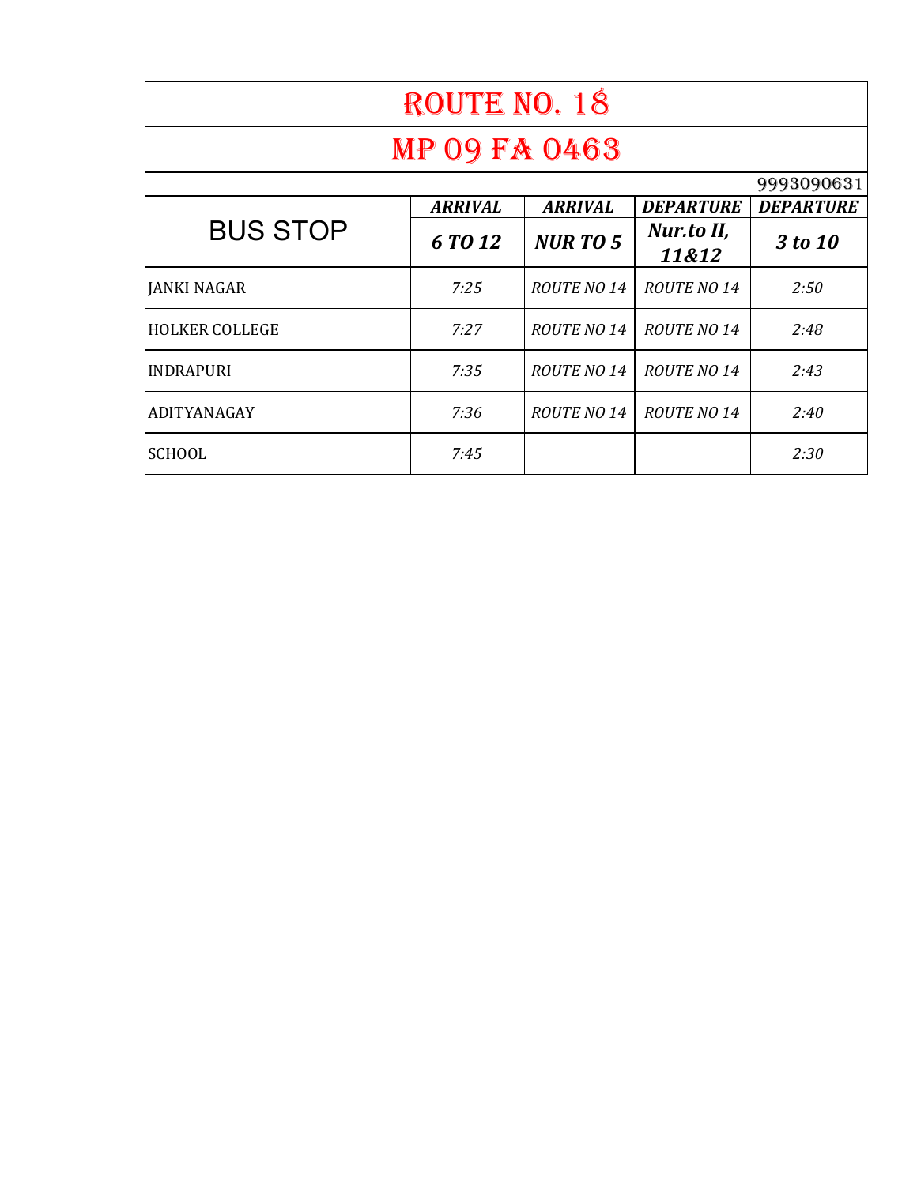# ROUTE NO. 18

## MP 09 FA 0463

9993090631

| BUS STOP | ARRIVAL | ARRIVAL | DEPARTURE | DEPARTURE |
|---|---|---|---|---|
| | 6 TO 12 | NUR TO 5 | Nur.to II, 11&12 | 3 to 10 |
| JANKI NAGAR | 7:25 | ROUTE NO 14 | ROUTE NO 14 | 2:50 |
| HOLKER COLLEGE | 7:27 | ROUTE NO 14 | ROUTE NO 14 | 2:48 |
| INDRAPURI | 7:35 | ROUTE NO 14 | ROUTE NO 14 | 2:43 |
| ADITYANAGAY | 7:36 | ROUTE NO 14 | ROUTE NO 14 | 2:40 |
| SCHOOL | 7:45 | | | 2:30 |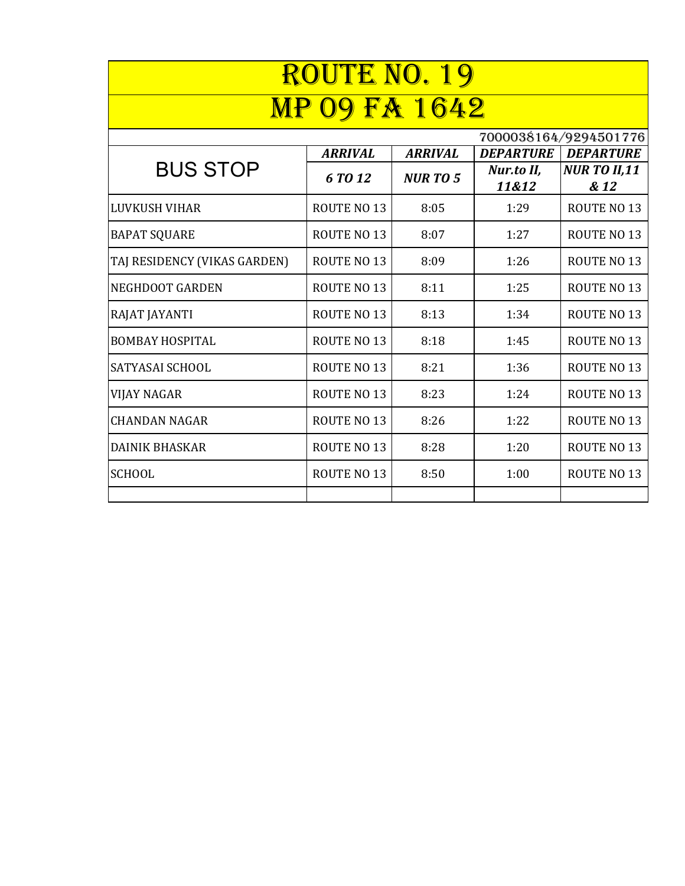# ROUTE NO. 19

# MP 09 FA 1642

7000038164/9294501776

| BUS STOP | ARRIVAL | ARRIVAL | DEPARTURE | DEPARTURE |
|---|---|---|---|---|
| | 6 TO 12 | NUR TO 5 | Nur.to II, 11&12 | NUR TO II,11 & 12 |
| LUVKUSH VIHAR | ROUTE NO 13 | 8:05 | 1:29 | ROUTE NO 13 |
| BAPAT SQUARE | ROUTE NO 13 | 8:07 | 1:27 | ROUTE NO 13 |
| TAJ RESIDENCY (VIKAS GARDEN) | ROUTE NO 13 | 8:09 | 1:26 | ROUTE NO 13 |
| NEGHDOOT GARDEN | ROUTE NO 13 | 8:11 | 1:25 | ROUTE NO 13 |
| RAJAT JAYANTI | ROUTE NO 13 | 8:13 | 1:34 | ROUTE NO 13 |
| BOMBAY HOSPITAL | ROUTE NO 13 | 8:18 | 1:45 | ROUTE NO 13 |
| SATYASAI SCHOOL | ROUTE NO 13 | 8:21 | 1:36 | ROUTE NO 13 |
| VIJAY NAGAR | ROUTE NO 13 | 8:23 | 1:24 | ROUTE NO 13 |
| CHANDAN NAGAR | ROUTE NO 13 | 8:26 | 1:22 | ROUTE NO 13 |
| DAINIK BHASKAR | ROUTE NO 13 | 8:28 | 1:20 | ROUTE NO 13 |
| SCHOOL | ROUTE NO 13 | 8:50 | 1:00 | ROUTE NO 13 |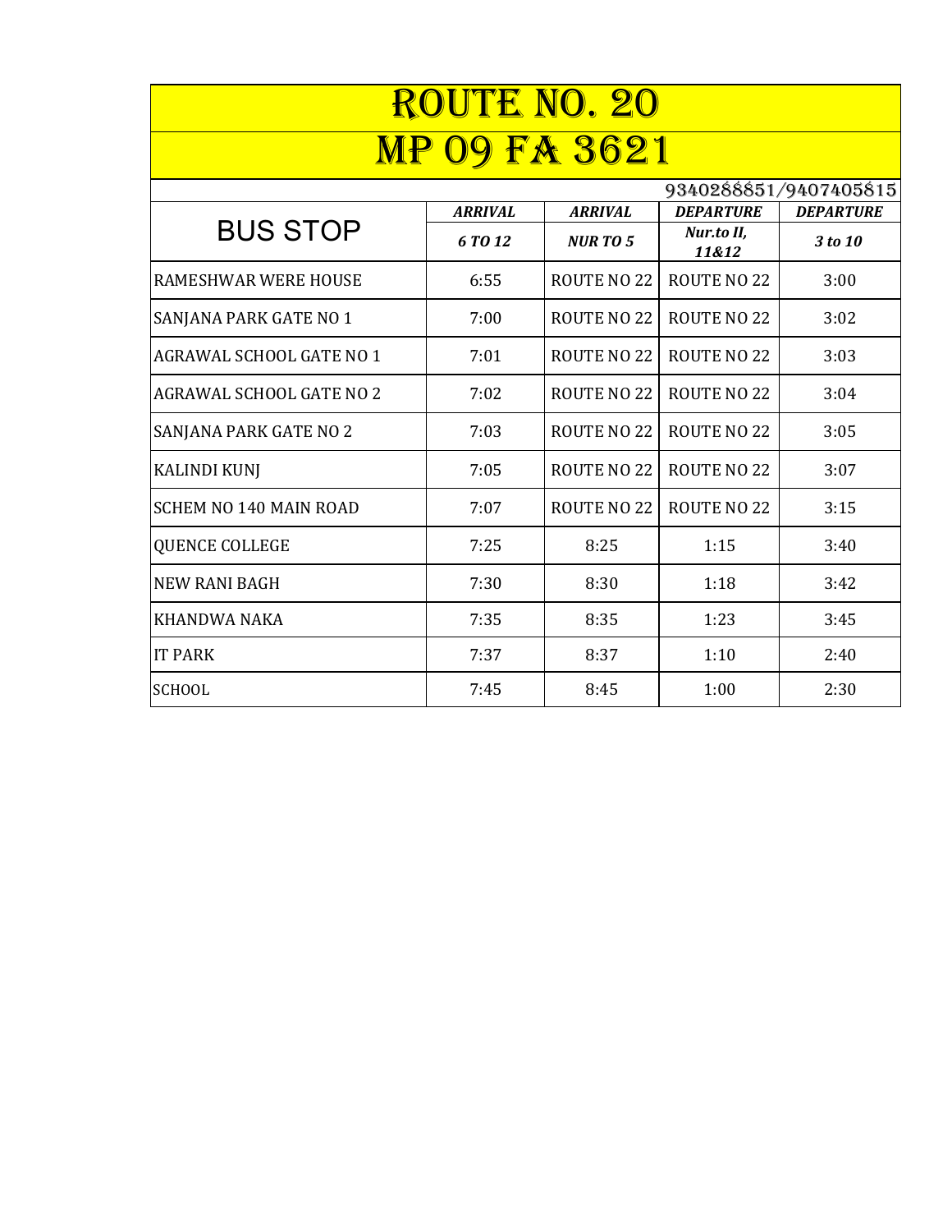# ROUTE NO. 20

# MP 09 FA 3621

9340288851/9407405815

| BUS STOP | ***ARRIVAL*** | ***ARRIVAL*** | ***DEPARTURE*** | ***DEPARTURE*** |
|---|---|---|---|---|
| | ***6 TO 12*** | ***NUR TO 5*** | ***Nur.to II, 11&12*** | ***3 to 10*** |
| RAMESHWAR WERE HOUSE | 6:55 | ROUTE NO 22 | ROUTE NO 22 | 3:00 |
| SANJANA PARK GATE NO 1 | 7:00 | ROUTE NO 22 | ROUTE NO 22 | 3:02 |
| AGRAWAL SCHOOL GATE NO 1 | 7:01 | ROUTE NO 22 | ROUTE NO 22 | 3:03 |
| AGRAWAL SCHOOL GATE NO 2 | 7:02 | ROUTE NO 22 | ROUTE NO 22 | 3:04 |
| SANJANA PARK GATE NO 2 | 7:03 | ROUTE NO 22 | ROUTE NO 22 | 3:05 |
| KALINDI KUNJ | 7:05 | ROUTE NO 22 | ROUTE NO 22 | 3:07 |
| SCHEM NO 140 MAIN ROAD | 7:07 | ROUTE NO 22 | ROUTE NO 22 | 3:15 |
| QUENCE COLLEGE | 7:25 | 8:25 | 1:15 | 3:40 |
| NEW RANI BAGH | 7:30 | 8:30 | 1:18 | 3:42 |
| KHANDWA NAKA | 7:35 | 8:35 | 1:23 | 3:45 |
| IT PARK | 7:37 | 8:37 | 1:10 | 2:40 |
| SCHOOL | 7:45 | 8:45 | 1:00 | 2:30 |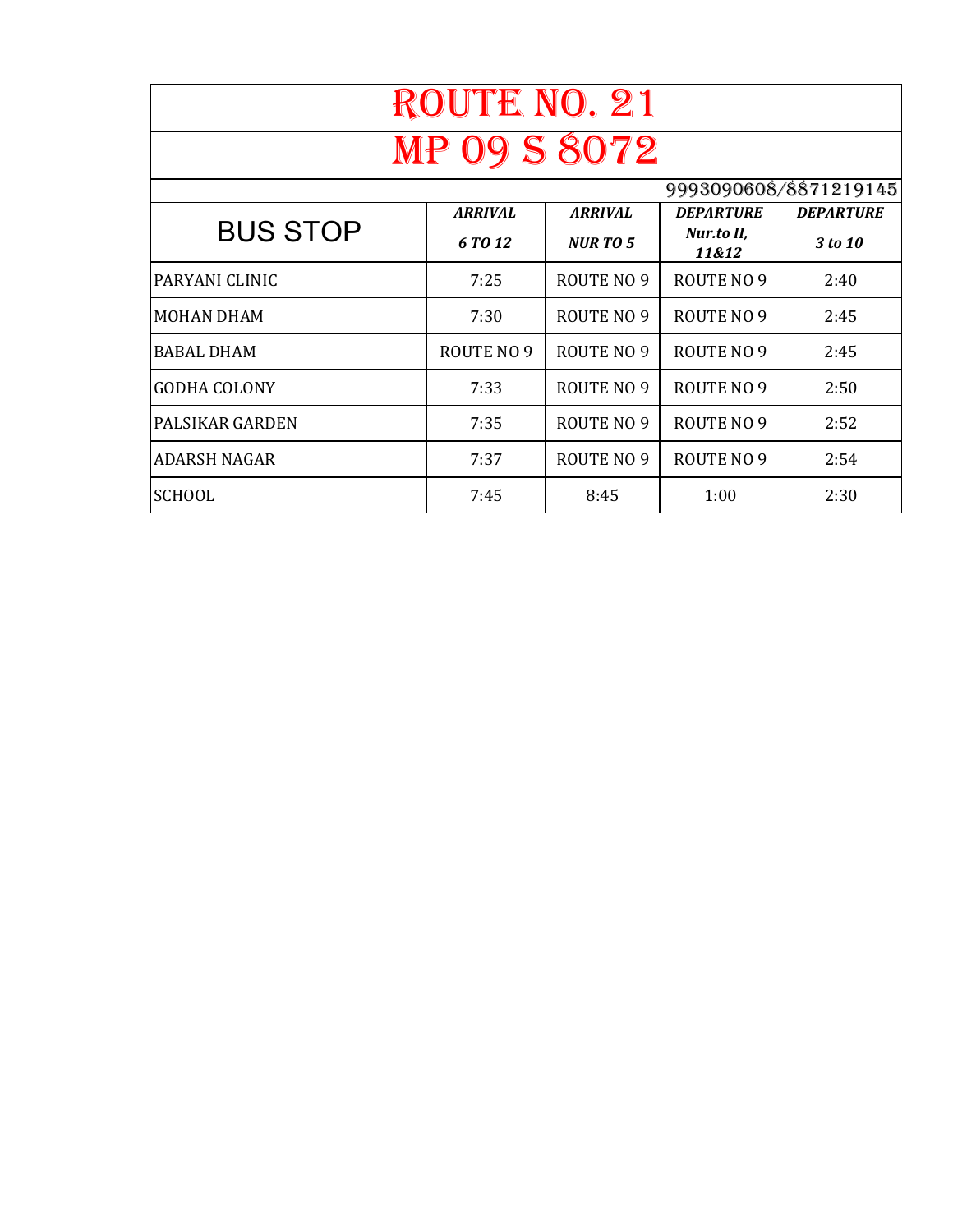# ROUTE NO. 21

# MP 09 S 8072

9993090608/8871219145

| BUS STOP | ARRIVAL | ARRIVAL | DEPARTURE | DEPARTURE |
|---|---|---|---|---|
| | 6 TO 12 | NUR TO 5 | Nur.to II, 11&12 | 3 to 10 |
| PARYANI CLINIC | 7:25 | ROUTE NO 9 | ROUTE NO 9 | 2:40 |
| MOHAN DHAM | 7:30 | ROUTE NO 9 | ROUTE NO 9 | 2:45 |
| BABAL DHAM | ROUTE NO 9 | ROUTE NO 9 | ROUTE NO 9 | 2:45 |
| GODHA COLONY | 7:33 | ROUTE NO 9 | ROUTE NO 9 | 2:50 |
| PALSIKAR GARDEN | 7:35 | ROUTE NO 9 | ROUTE NO 9 | 2:52 |
| ADARSH NAGAR | 7:37 | ROUTE NO 9 | ROUTE NO 9 | 2:54 |
| SCHOOL | 7:45 | 8:45 | 1:00 | 2:30 |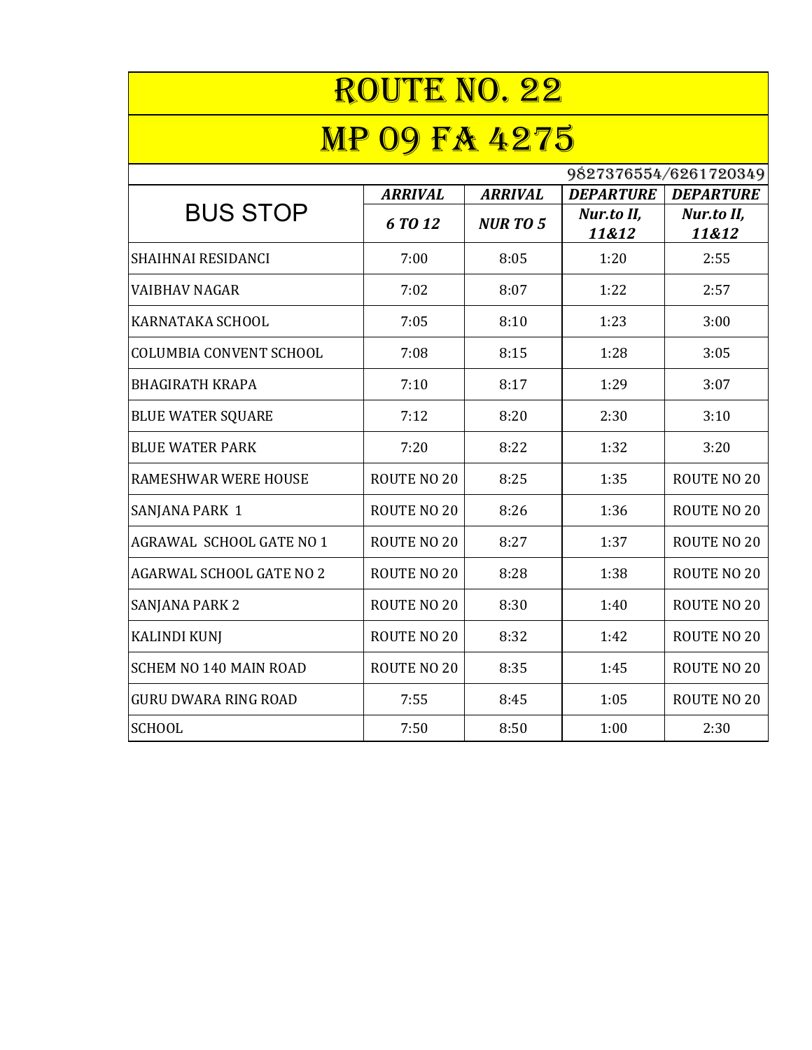# ROUTE NO. 22

# MP 09 FA 4275

9827376554/6261720349

| BUS STOP | *ARRIVAL* | *ARRIVAL* | *DEPARTURE* | *DEPARTURE* |
|---|---|---|---|---|
| | *6 TO 12* | *NUR TO 5* | *Nur.to II, 11&12* | *Nur.to II, 11&12* |
| SHAIHNAI RESIDANCI | 7:00 | 8:05 | 1:20 | 2:55 |
| VAIBHAV NAGAR | 7:02 | 8:07 | 1:22 | 2:57 |
| KARNATAKA SCHOOL | 7:05 | 8:10 | 1:23 | 3:00 |
| COLUMBIA CONVENT SCHOOL | 7:08 | 8:15 | 1:28 | 3:05 |
| BHAGIRATH KRAPA | 7:10 | 8:17 | 1:29 | 3:07 |
| BLUE WATER SQUARE | 7:12 | 8:20 | 2:30 | 3:10 |
| BLUE WATER PARK | 7:20 | 8:22 | 1:32 | 3:20 |
| RAMESHWAR WERE HOUSE | ROUTE NO 20 | 8:25 | 1:35 | ROUTE NO 20 |
| SANJANA PARK 1 | ROUTE NO 20 | 8:26 | 1:36 | ROUTE NO 20 |
| AGRAWAL SCHOOL GATE NO 1 | ROUTE NO 20 | 8:27 | 1:37 | ROUTE NO 20 |
| AGARWAL SCHOOL GATE NO 2 | ROUTE NO 20 | 8:28 | 1:38 | ROUTE NO 20 |
| SANJANA PARK 2 | ROUTE NO 20 | 8:30 | 1:40 | ROUTE NO 20 |
| KALINDI KUNJ | ROUTE NO 20 | 8:32 | 1:42 | ROUTE NO 20 |
| SCHEM NO 140 MAIN ROAD | ROUTE NO 20 | 8:35 | 1:45 | ROUTE NO 20 |
| GURU DWARA RING ROAD | 7:55 | 8:45 | 1:05 | ROUTE NO 20 |
| SCHOOL | 7:50 | 8:50 | 1:00 | 2:30 |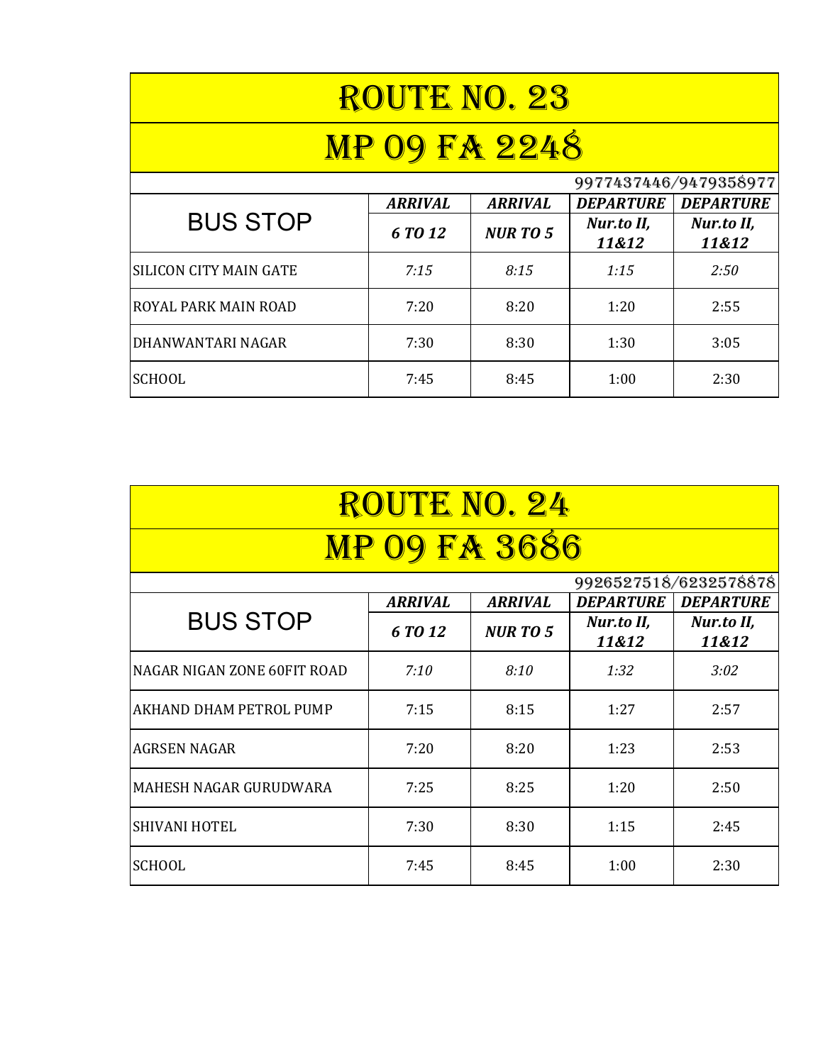# ROUTE NO. 23

## MP 09 FA 2248

9977437446/9479358977

| BUS STOP | ARRIVAL | ARRIVAL | DEPARTURE | DEPARTURE |
|---|---|---|---|---|
| | 6 TO 12 | NUR TO 5 | Nur.to II, 11&12 | Nur.to II, 11&12 |
| SILICON CITY MAIN GATE | 7:15 | 8:15 | 1:15 | 2:50 |
| ROYAL PARK MAIN ROAD | 7:20 | 8:20 | 1:20 | 2:55 |
| DHANWANTARI NAGAR | 7:30 | 8:30 | 1:30 | 3:05 |
| SCHOOL | 7:45 | 8:45 | 1:00 | 2:30 |

# ROUTE NO. 24

## MP 09 FA 3686

9926527518/6232578878

| BUS STOP | ARRIVAL | ARRIVAL | DEPARTURE | DEPARTURE |
|---|---|---|---|---|
| | 6 TO 12 | NUR TO 5 | Nur.to II, 11&12 | Nur.to II, 11&12 |
| NAGAR NIGAN ZONE 60FIT ROAD | 7:10 | 8:10 | 1:32 | 3:02 |
| AKHAND DHAM PETROL PUMP | 7:15 | 8:15 | 1:27 | 2:57 |
| AGRSEN NAGAR | 7:20 | 8:20 | 1:23 | 2:53 |
| MAHESH NAGAR GURUDWARA | 7:25 | 8:25 | 1:20 | 2:50 |
| SHIVANI HOTEL | 7:30 | 8:30 | 1:15 | 2:45 |
| SCHOOL | 7:45 | 8:45 | 1:00 | 2:30 |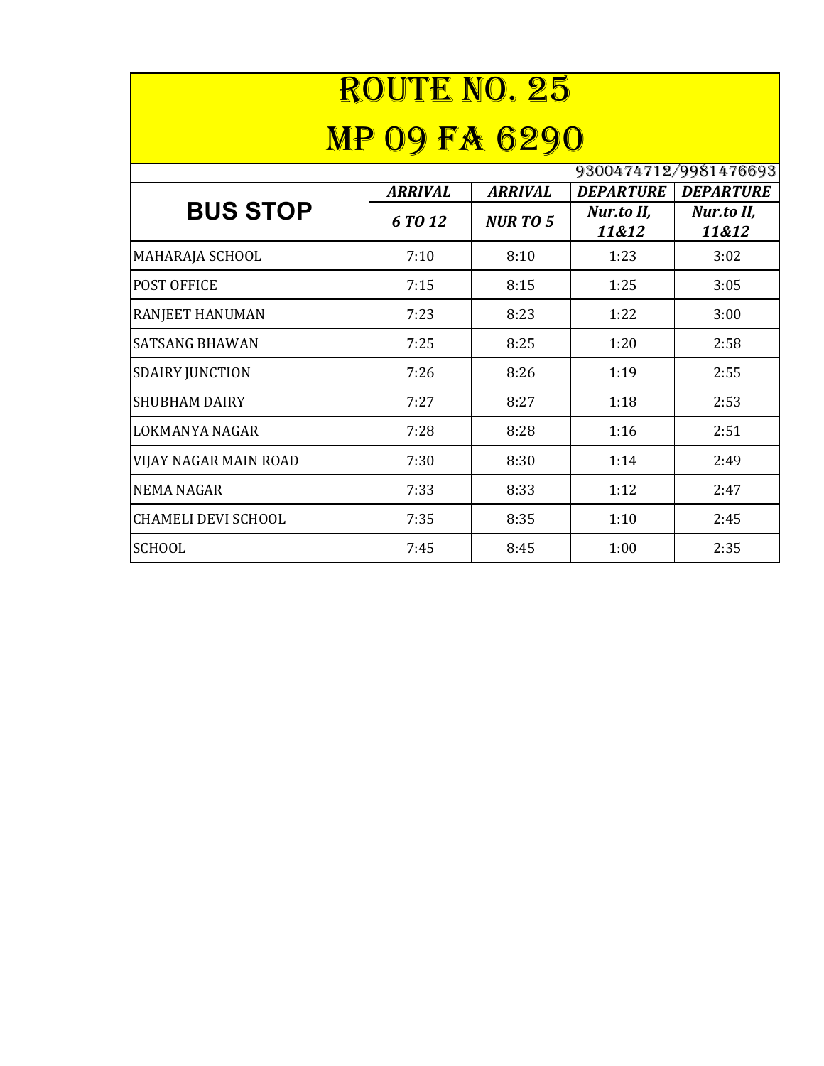# ROUTE NO. 25

# MP 09 FA 6290

9300474712/9981476693

| BUS STOP | ARRIVAL | ARRIVAL | DEPARTURE | DEPARTURE |
|---|---|---|---|---|
| | 6 TO 12 | NUR TO 5 | Nur.to II, 11&12 | Nur.to II, 11&12 |
| MAHARAJA SCHOOL | 7:10 | 8:10 | 1:23 | 3:02 |
| POST OFFICE | 7:15 | 8:15 | 1:25 | 3:05 |
| RANJEET HANUMAN | 7:23 | 8:23 | 1:22 | 3:00 |
| SATSANG BHAWAN | 7:25 | 8:25 | 1:20 | 2:58 |
| SDAIRY JUNCTION | 7:26 | 8:26 | 1:19 | 2:55 |
| SHUBHAM DAIRY | 7:27 | 8:27 | 1:18 | 2:53 |
| LOKMANYA NAGAR | 7:28 | 8:28 | 1:16 | 2:51 |
| VIJAY NAGAR MAIN ROAD | 7:30 | 8:30 | 1:14 | 2:49 |
| NEMA NAGAR | 7:33 | 8:33 | 1:12 | 2:47 |
| CHAMELI DEVI SCHOOL | 7:35 | 8:35 | 1:10 | 2:45 |
| SCHOOL | 7:45 | 8:45 | 1:00 | 2:35 |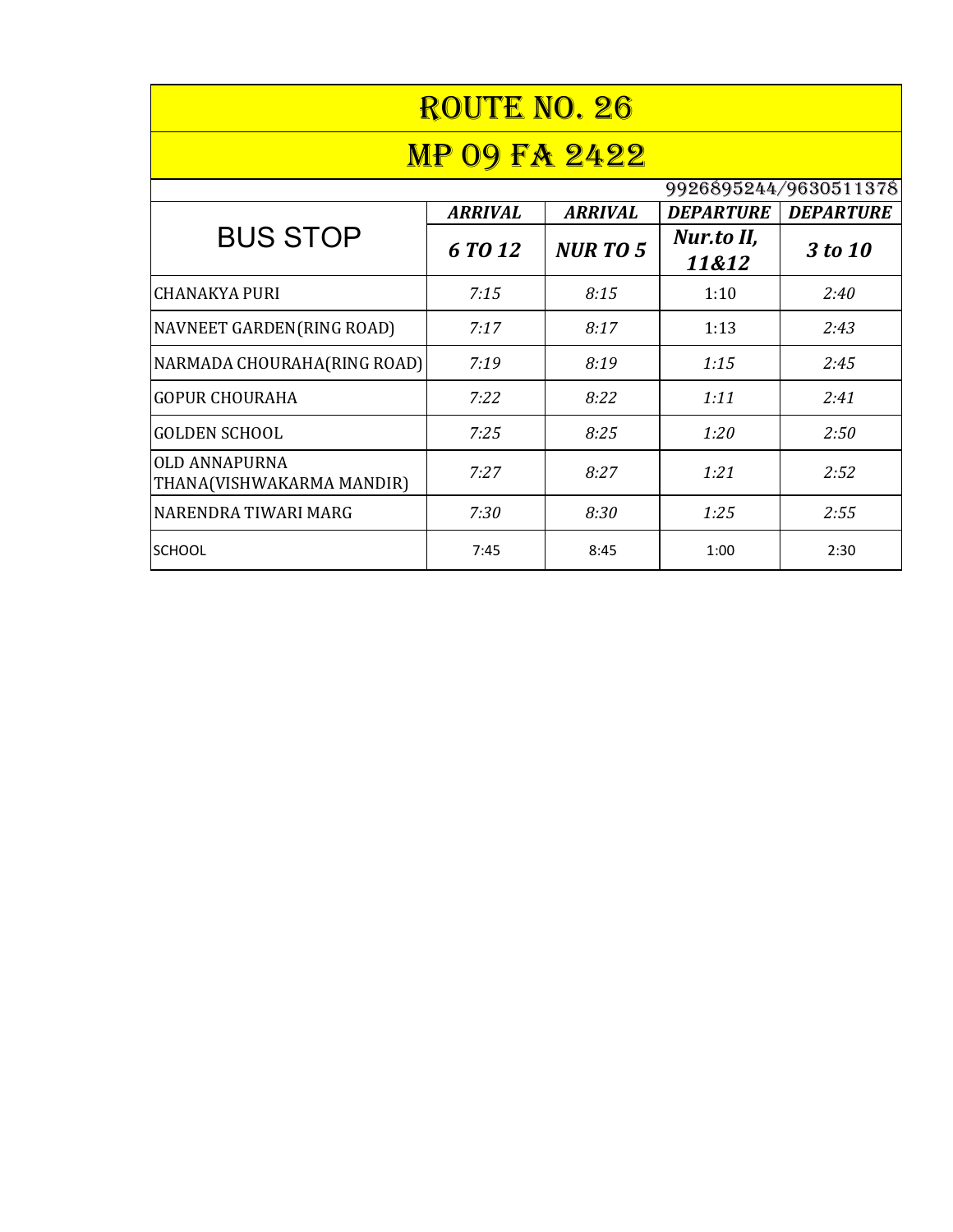# ROUTE NO. 26

## MP 09 FA 2422

9926895244/9630511378

| BUS STOP | ARRIVAL | ARRIVAL | DEPARTURE | DEPARTURE |
|---|---|---|---|---|
| | *6 TO 12* | *NUR TO 5* | *Nur.to II, 11&12* | *3 to 10* |
| CHANAKYA PURI | *7:15* | *8:15* | 1:10 | *2:40* |
| NAVNEET GARDEN(RING ROAD) | *7:17* | *8:17* | 1:13 | *2:43* |
| NARMADA CHOURAHA(RING ROAD) | *7:19* | *8:19* | *1:15* | *2:45* |
| GOPUR CHOURAHA | *7:22* | *8:22* | *1:11* | *2:41* |
| GOLDEN SCHOOL | *7:25* | *8:25* | *1:20* | *2:50* |
| OLD ANNAPURNA THANA(VISHWAKARMA MANDIR) | *7:27* | *8:27* | *1:21* | *2:52* |
| NARENDRA TIWARI MARG | *7:30* | *8:30* | *1:25* | *2:55* |
| SCHOOL | 7:45 | 8:45 | 1:00 | 2:30 |